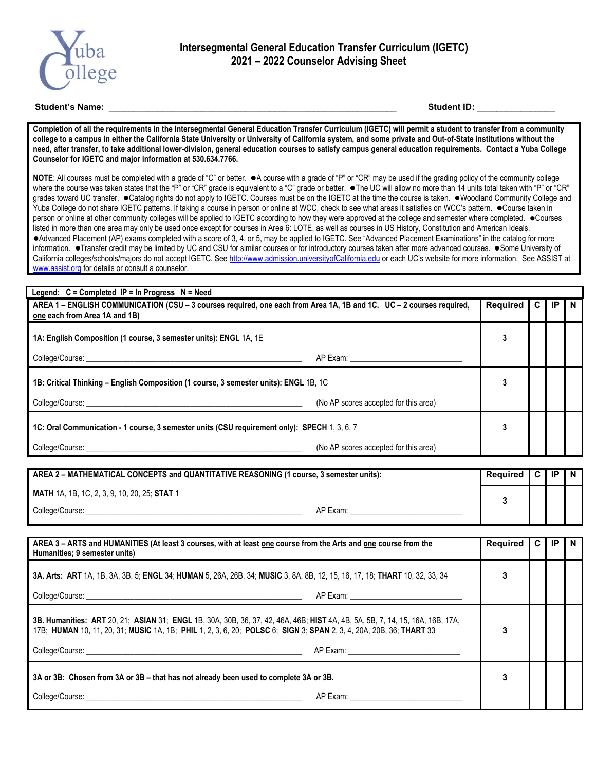Yuba College

# Intersegmental General Education Transfer Curriculum (IGETC)
## 2021 – 2022 Counselor Advising Sheet

**Student's Name:** ______________________________ **Student ID:** _______________

**Completion of all the requirements in the Intersegmental General Education Transfer Curriculum (IGETC) will permit a student to transfer from a community college to a campus in either the California State University or University of California system, and some private and Out-of-State institutions without the need, after transfer, to take additional lower-division, general education courses to satisfy campus general education requirements. Contact a Yuba College Counselor for IGETC and major information at 530.634.7766.**

**NOTE**: All courses must be completed with a grade of "C" or better. ●A course with a grade of "P" or "CR" may be used if the grading policy of the community college where the course was taken states that the "P" or "CR" grade is equivalent to a "C" grade or better. ●The UC will allow no more than 14 units total taken with "P" or "CR" grades toward UC transfer. ●Catalog rights do not apply to IGETC. Courses must be on the IGETC at the time the course is taken. ●Woodland Community College and Yuba College do not share IGETC patterns. If taking a course in person or online at WCC, check to see what areas it satisfies on WCC's pattern. ●Course taken in person or online at other community colleges will be applied to IGETC according to how they were approved at the college and semester where completed. ●Courses listed in more than one area may only be used once except for courses in Area 6: LOTE, as well as courses in US History, Constitution and American Ideals. ●Advanced Placement (AP) exams completed with a score of 3, 4, or 5, may be applied to IGETC. See "Advanced Placement Examinations" in the catalog for more information. ●Transfer credit may be limited by UC and CSU for similar courses or for introductory courses taken after more advanced courses. ●Some University of California colleges/schools/majors do not accept IGETC. See http://www.admission.universityofCalifornia.edu or each UC's website for more information. See ASSIST at www.assist.org for details or consult a counselor.

**Legend: C = Completed IP = In Progress N = Need**

| **AREA 1 – ENGLISH COMMUNICATION (CSU – 3 courses required, one each from Area 1A, 1B and 1C. UC – 2 courses required, one each from Area 1A and 1B)** | **Required** | **C** | **IP** | **N** |
|---|---|---|---|---|
| **1A: English Composition (1 course, 3 semester units): ENGL** 1A, 1E<br>College/Course: ______________ AP Exam: ______________ | 3 | | | |
| **1B: Critical Thinking – English Composition (1 course, 3 semester units): ENGL** 1B, 1C<br>College/Course: ______________ (No AP scores accepted for this area) | 3 | | | |
| **1C: Oral Communication - 1 course, 3 semester units (CSU requirement only): SPECH** 1, 3, 6, 7<br>College/Course: ______________ (No AP scores accepted for this area) | 3 | | | |

| **AREA 2 – MATHEMATICAL CONCEPTS and QUANTITATIVE REASONING (1 course, 3 semester units):** | **Required** | **C** | **IP** | **N** |
|---|---|---|---|---|
| **MATH** 1A, 1B, 1C, 2, 3, 9, 10, 20, 25; **STAT** 1<br>College/Course: ______________ AP Exam: ______________ | 3 | | | |

| **AREA 3 – ARTS and HUMANITIES (At least 3 courses, with at least one course from the Arts and one course from the Humanities; 9 semester units)** | **Required** | **C** | **IP** | **N** |
|---|---|---|---|---|
| **3A. Arts: ART** 1A, 1B, 3A, 3B, 5; **ENGL** 34; **HUMAN** 5, 26A, 26B, 34; **MUSIC** 3, 8A, 8B, 12, 15, 16, 17, 18; **THART** 10, 32, 33, 34<br>College/Course: ______________ AP Exam: ______________ | 3 | | | |
| **3B. Humanities: ART** 20, 21; **ASIAN** 31; **ENGL** 1B, 30A, 30B, 36, 37, 42, 46A, 46B; **HIST** 4A, 4B, 5A, 5B, 7, 14, 15, 16A, 16B, 17A, 17B; **HUMAN** 10, 11, 20, 31; **MUSIC** 1A, 1B; **PHIL** 1, 2, 3, 6, 20; **POLSC** 6; **SIGN** 3; **SPAN** 2, 3, 4, 20A, 20B, 36; **THART** 33<br>College/Course: ______________ AP Exam: ______________ | 3 | | | |
| **3A or 3B: Chosen from 3A or 3B – that has not already been used to complete 3A or 3B.**<br>College/Course: ______________ AP Exam: ______________ | 3 | | | |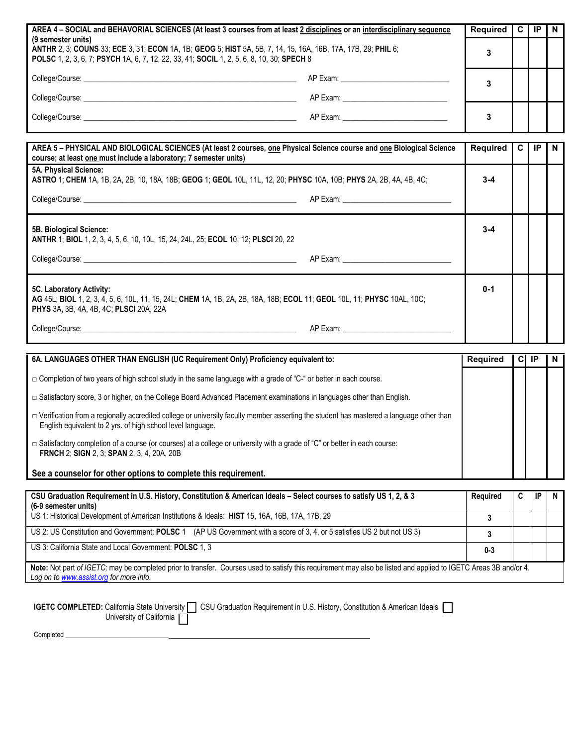| AREA 4 – SOCIAL and BEHAVORIAL SCIENCES (At least 3 courses from at least 2 disciplines or an interdisciplinary sequence (9 semester units) | Required | C | IP | N |
|---|---|---|---|---|
| **ANTHR** 2, 3; **COUNS** 33; **ECE** 3, 31; **ECON** 1A, 1B; **GEOG** 5; **HIST** 5A, 5B, 7, 14, 15, 16A, 16B, 17A, 17B, 29; **PHIL** 6; **POLSC** 1, 2, 3, 6, 7; **PSYCH** 1A, 6, 7, 12, 22, 33, 41; **SOCIL** 1, 2, 5, 6, 8, 10, 30; **SPECH** 8 | 3 | | | |
| College/Course: ______ AP Exam: ______ | 3 | | | |
| College/Course: ______ AP Exam: ______ | | | | |
| College/Course: ______ AP Exam: ______ | 3 | | | |

| AREA 5 – PHYSICAL AND BIOLOGICAL SCIENCES (At least 2 courses, one Physical Science course and one Biological Science course; at least one must include a laboratory; 7 semester units) | Required | C | IP | N |
|---|---|---|---|---|
| **5A. Physical Science:** **ASTRO** 1; **CHEM** 1A, 1B, 2A, 2B, 10, 18A, 18B; **GEOG** 1; **GEOL** 10L, 11L, 12, 20; **PHYSC** 10A, 10B; **PHYS** 2A, 2B, 4A, 4B, 4C; College/Course: ______ AP Exam: ______ | 3-4 | | | |
| **5B. Biological Science:** **ANTHR** 1; **BIOL** 1, 2, 3, 4, 5, 6, 10, 10L, 15, 24, 24L, 25; **ECOL** 10, 12; **PLSCI** 20, 22 College/Course: ______ AP Exam: ______ | 3-4 | | | |
| **5C. Laboratory Activity:** **AG** 45L; **BIOL** 1, 2, 3, 4, 5, 6, 10L, 11, 15, 24L; **CHEM** 1A, 1B, 2A, 2B, 18A, 18B; **ECOL** 11; **GEOL** 10L, 11; **PHYSC** 10AL, 10C; **PHYS** 3A, 3B, 4A, 4B, 4C; **PLSCI** 20A, 22A College/Course: ______ AP Exam: ______ | 0-1 | | | |

| 6A. LANGUAGES OTHER THAN ENGLISH (UC Requirement Only) Proficiency equivalent to: | Required | C | IP | N |
|---|---|---|---|---|
| □ Completion of two years of high school study in the same language with a grade of "C-" or better in each course. | | | | |
| □ Satisfactory score, 3 or higher, on the College Board Advanced Placement examinations in languages other than English. | | | | |
| □ Verification from a regionally accredited college or university faculty member asserting the student has mastered a language other than English equivalent to 2 yrs. of high school level language. | | | | |
| □ Satisfactory completion of a course (or courses) at a college or university with a grade of "C" or better in each course: **FRNCH** 2; **SIGN** 2, 3; **SPAN** 2, 3, 4, 20A, 20B | | | | |
| **See a counselor for other options to complete this requirement.** | | | | |

| CSU Graduation Requirement in U.S. History, Constitution & American Ideals – Select courses to satisfy US 1, 2, & 3 (6-9 semester units) | Required | C | IP | N |
|---|---|---|---|---|
| US 1: Historical Development of American Institutions & Ideals: **HIST** 15, 16A, 16B, 17A, 17B, 29 | 3 | | | |
| US 2: US Constitution and Government: **POLSC** 1 (AP US Government with a score of 3, 4, or 5 satisfies US 2 but not US 3) | 3 | | | |
| US 3: California State and Local Government: **POLSC** 1, 3 | 0-3 | | | |

**Note:** Not part *of IGETC;* may be completed prior to transfer. Courses used to satisfy this requirement may also be listed and applied to IGETC Areas 3B and/or 4. *Log on to www.assist.org for more info.*

**IGETC COMPLETED:** California State University ☐ CSU Graduation Requirement in U.S. History, Constitution & American Ideals ☐
University of California ☐

Completed ______________________________